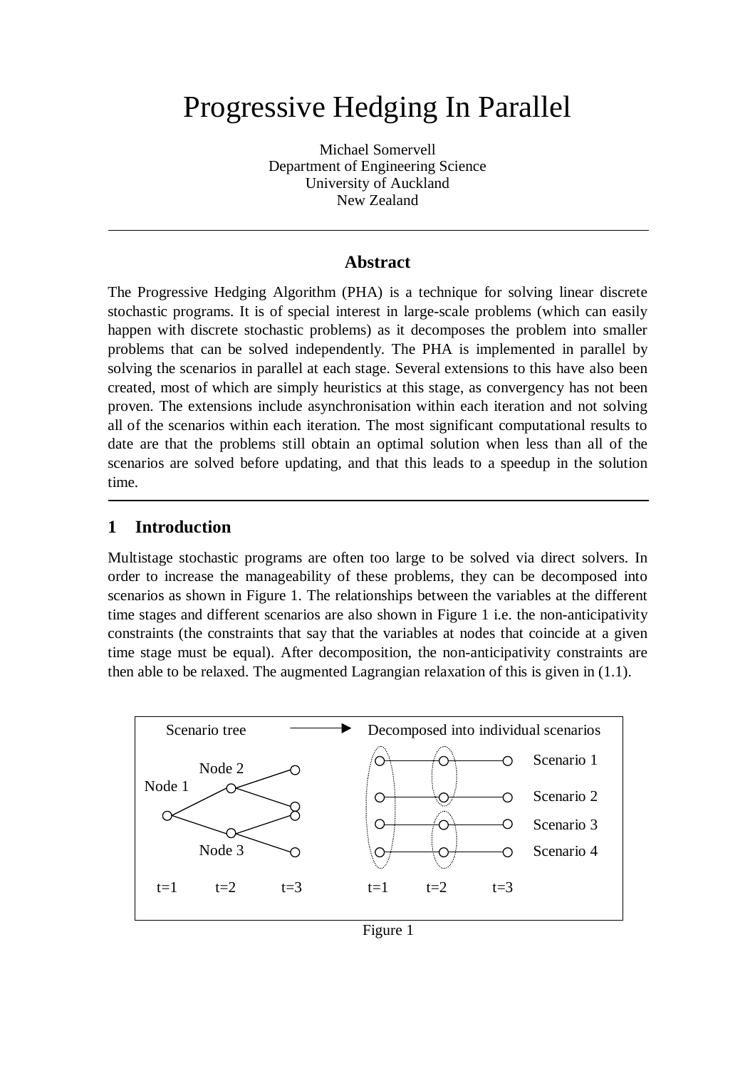# Progressive Hedging In Parallel

Michael Somervell
Department of Engineering Science
University of Auckland
New Zealand

---

## Abstract

The Progressive Hedging Algorithm (PHA) is a technique for solving linear discrete stochastic programs. It is of special interest in large-scale problems (which can easily happen with discrete stochastic problems) as it decomposes the problem into smaller problems that can be solved independently. The PHA is implemented in parallel by solving the scenarios in parallel at each stage. Several extensions to this have also been created, most of which are simply heuristics at this stage, as convergency has not been proven. The extensions include asynchronisation within each iteration and not solving all of the scenarios within each iteration. The most significant computational results to date are that the problems still obtain an optimal solution when less than all of the scenarios are solved before updating, and that this leads to a speedup in the solution time.

---

## 1 Introduction

Multistage stochastic programs are often too large to be solved via direct solvers. In order to increase the manageability of these problems, they can be decomposed into scenarios as shown in Figure 1. The relationships between the variables at the different time stages and different scenarios are also shown in Figure 1 i.e. the non-anticipativity constraints (the constraints that say that the variables at nodes that coincide at a given time stage must be equal). After decomposition, the non-anticipativity constraints are then able to be relaxed. The augmented Lagrangian relaxation of this is given in (1.1).

Scenario tree → Decomposed into individual scenarios

Node 1, Node 2, Node 3; Scenario 1, Scenario 2, Scenario 3, Scenario 4; t=1, t=2, t=3

Figure 1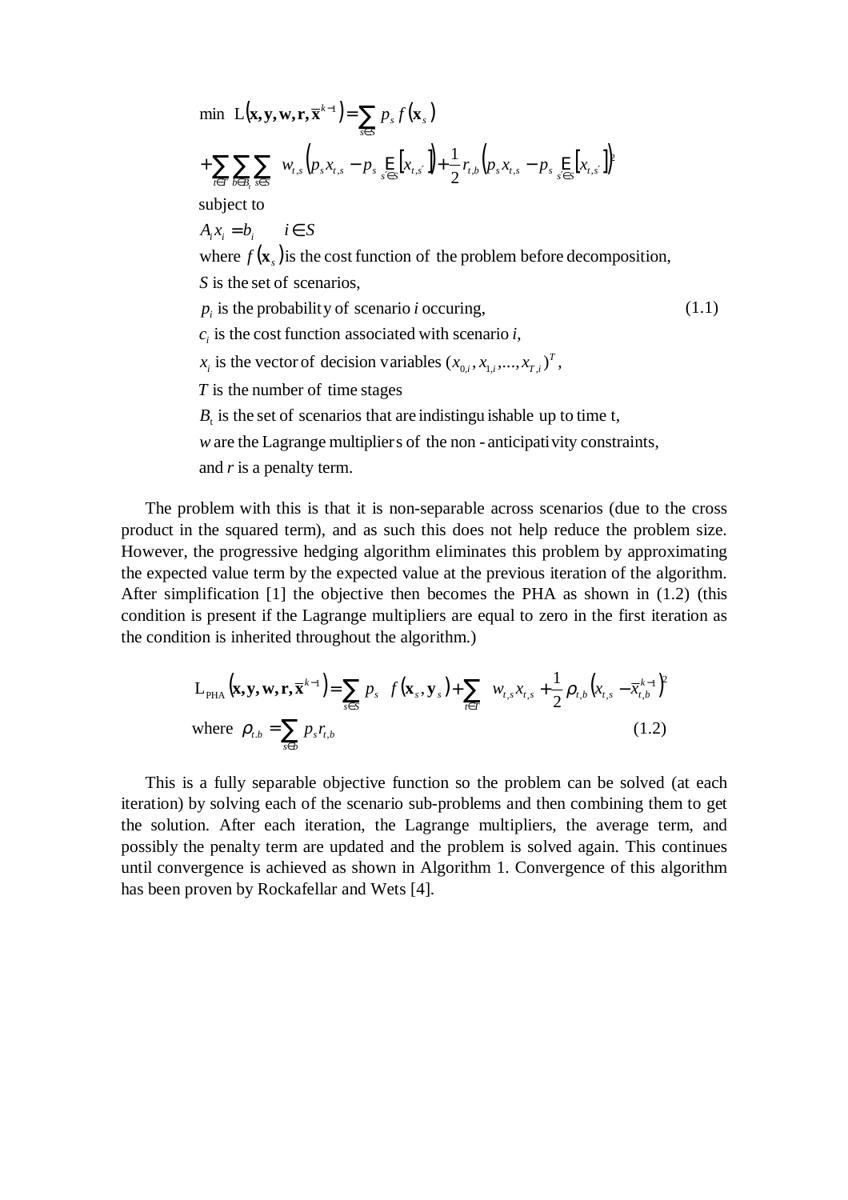$$
\begin{aligned}
&\min \ \mathrm{L}\left(\mathbf{x},\mathbf{y},\mathbf{w},\mathbf{r},\overline{\mathbf{x}}^{k-1}\right)=\sum_{s\in S} p_s f\left(\mathbf{x}_s\right) \\
&+\sum_{t\in T}\sum_{b\in B_t}\sum_{s\in S} w_{t,s}\left(p_s x_{t,s}-p_s \mathop{\mathrm{E}}_{s'\in S}\left[x_{t,s'}\right]\right)+\frac{1}{2} r_{t,b}\left(p_s x_{t,s}-p_s \mathop{\mathrm{E}}_{s'\in S}\left[x_{t,s'}\right]\right)^2 \\
&\text{subject to} \\
&A_i x_i = b_i \qquad i\in S \\
&\text{where } f\left(\mathbf{x}_s\right) \text{ is the cost function of the problem before decomposition,} \\
&S \text{ is the set of scenarios,} \\
&p_i \text{ is the probability of scenario } i \text{ occuring,} \qquad\qquad (1.1) \\
&c_i \text{ is the cost function associated with scenario } i, \\
&x_i \text{ is the vector of decision variables } (x_{0,i}, x_{1,i}, \ldots, x_{T,i})^T, \\
&T \text{ is the number of time stages} \\
&B_t \text{ is the set of scenarios that are indistinguishable up to time t,} \\
&w \text{ are the Lagrange multipliers of the non-anticipativity constraints,} \\
&\text{and } r \text{ is a penalty term.}
\end{aligned}
$$

The problem with this is that it is non-separable across scenarios (due to the cross product in the squared term), and as such this does not help reduce the problem size. However, the progressive hedging algorithm eliminates this problem by approximating the expected value term by the expected value at the previous iteration of the algorithm. After simplification [1] the objective then becomes the PHA as shown in (1.2) (this condition is present if the Lagrange multipliers are equal to zero in the first iteration as the condition is inherited throughout the algorithm.)

$$
\begin{aligned}
&\mathrm{L}_{\mathrm{PHA}}\left(\mathbf{x},\mathbf{y},\mathbf{w},\mathbf{r},\overline{\mathbf{x}}^{k-1}\right)=\sum_{s\in S} p_s \ f\left(\mathbf{x}_s,\mathbf{y}_s\right)+\sum_{t\in T} w_{t,s}x_{t,s}+\frac{1}{2}\rho_{t,b}\left(x_{t,s}-\overline{x}_{t,b}^{k-1}\right)^2 \\
&\text{where } \ \rho_{t,b}=\sum_{s\in b} p_s r_{t,b} \qquad\qquad (1.2)
\end{aligned}
$$

This is a fully separable objective function so the problem can be solved (at each iteration) by solving each of the scenario sub-problems and then combining them to get the solution. After each iteration, the Lagrange multipliers, the average term, and possibly the penalty term are updated and the problem is solved again. This continues until convergence is achieved as shown in Algorithm 1. Convergence of this algorithm has been proven by Rockafellar and Wets [4].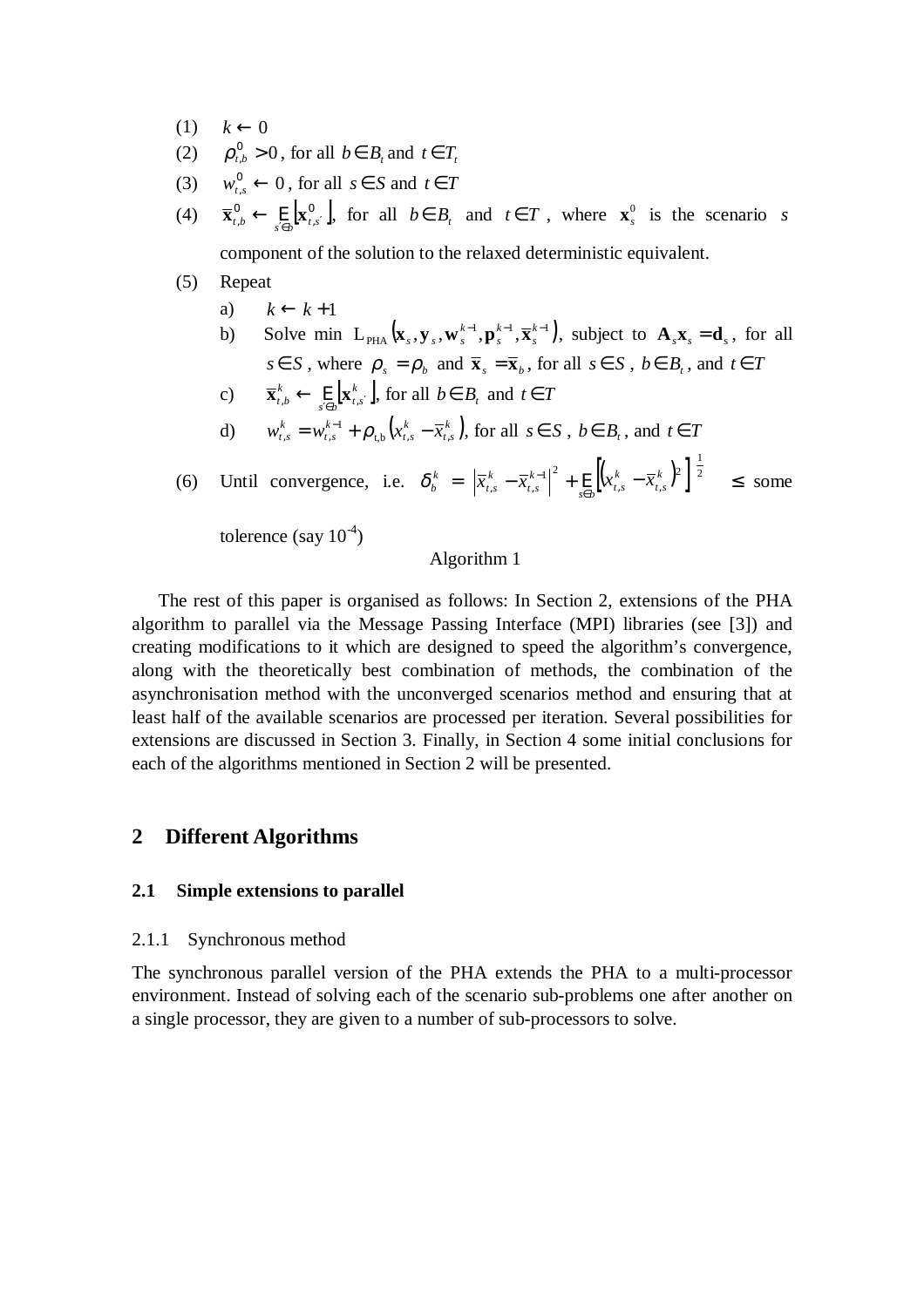(1) $k \leftarrow 0$

(2) $\rho^0_{t,b} > 0$, for all $b \in B_t$ and $t \in T_t$

(3) $w^0_{t,s} \leftarrow 0$, for all $s \in S$ and $t \in T$

(4) $\overline{\mathbf{x}}^0_{t,b} \leftarrow \mathop{\mathrm{E}}_{s' \in b}\left[\mathbf{x}^0_{t,s'}\right]$, for all $b \in B_t$ and $t \in T$, where $\mathbf{x}^0_s$ is the scenario $s$ component of the solution to the relaxed deterministic equivalent.

(5) Repeat

   a) $k \leftarrow k+1$

   b) Solve min $\mathrm{L}_{\mathrm{PHA}}\left(\mathbf{x}_s, \mathbf{y}_s, \mathbf{w}^{k-1}_s, \mathbf{p}^{k-1}_s, \overline{\mathbf{x}}^{k-1}_s\right)$, subject to $\mathbf{A}_s \mathbf{x}_s = \mathbf{d}_s$, for all $s \in S$, where $\rho_s = \rho_b$ and $\overline{\mathbf{x}}_s = \overline{\mathbf{x}}_b$, for all $s \in S$, $b \in B_t$, and $t \in T$

   c) $\overline{\mathbf{x}}^k_{t,b} \leftarrow \mathop{\mathrm{E}}_{s' \in b}\left[\mathbf{x}^k_{t,s'}\right]$, for all $b \in B_t$ and $t \in T$

   d) $w^k_{t,s} = w^{k-1}_{t,s} + \rho_{\mathrm{t,b}}\left(x^k_{t,s} - \overline{x}^k_{t,s}\right)$, for all $s \in S$, $b \in B_t$, and $t \in T$

(6) Until convergence, i.e. $\delta^k_b = \left[\left|\overline{x}^k_{t,s} - \overline{x}^{k-1}_{t,s}\right|^2 + \mathop{\mathrm{E}}_{s \in b}\left[\left(x^k_{t,s} - \overline{x}^k_{t,s}\right)^2\right]\right]^{\frac{1}{2}} \leq$ some tolerence (say $10^{-4}$)

Algorithm 1

The rest of this paper is organised as follows: In Section 2, extensions of the PHA algorithm to parallel via the Message Passing Interface (MPI) libraries (see [3]) and creating modifications to it which are designed to speed the algorithm's convergence, along with the theoretically best combination of methods, the combination of the asynchronisation method with the unconverged scenarios method and ensuring that at least half of the available scenarios are processed per iteration. Several possibilities for extensions are discussed in Section 3. Finally, in Section 4 some initial conclusions for each of the algorithms mentioned in Section 2 will be presented.

## 2 Different Algorithms

### 2.1 Simple extensions to parallel

#### 2.1.1 Synchronous method

The synchronous parallel version of the PHA extends the PHA to a multi-processor environment. Instead of solving each of the scenario sub-problems one after another on a single processor, they are given to a number of sub-processors to solve.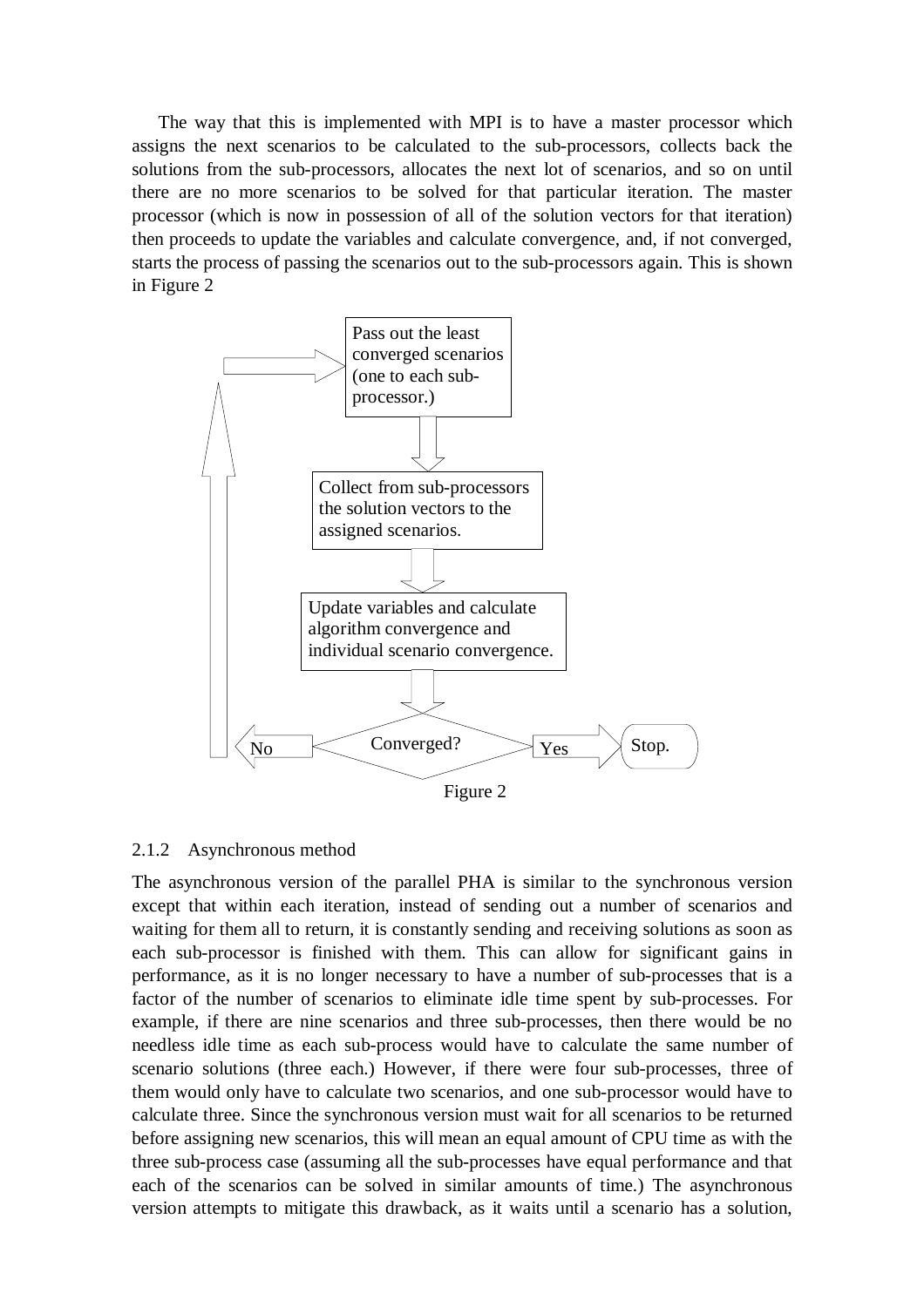The way that this is implemented with MPI is to have a master processor which assigns the next scenarios to be calculated to the sub-processors, collects back the solutions from the sub-processors, allocates the next lot of scenarios, and so on until there are no more scenarios to be solved for that particular iteration. The master processor (which is now in possession of all of the solution vectors for that iteration) then proceeds to update the variables and calculate convergence, and, if not converged, starts the process of passing the scenarios out to the sub-processors again. This is shown in Figure 2

Pass out the least converged scenarios (one to each sub-processor.)

Collect from sub-processors the solution vectors to the assigned scenarios.

Update variables and calculate algorithm convergence and individual scenario convergence.

Converged?

No

Yes

Stop.

Figure 2

### 2.1.2 Asynchronous method

The asynchronous version of the parallel PHA is similar to the synchronous version except that within each iteration, instead of sending out a number of scenarios and waiting for them all to return, it is constantly sending and receiving solutions as soon as each sub-processor is finished with them. This can allow for significant gains in performance, as it is no longer necessary to have a number of sub-processes that is a factor of the number of scenarios to eliminate idle time spent by sub-processes. For example, if there are nine scenarios and three sub-processes, then there would be no needless idle time as each sub-process would have to calculate the same number of scenario solutions (three each.) However, if there were four sub-processes, three of them would only have to calculate two scenarios, and one sub-processor would have to calculate three. Since the synchronous version must wait for all scenarios to be returned before assigning new scenarios, this will mean an equal amount of CPU time as with the three sub-process case (assuming all the sub-processes have equal performance and that each of the scenarios can be solved in similar amounts of time.) The asynchronous version attempts to mitigate this drawback, as it waits until a scenario has a solution,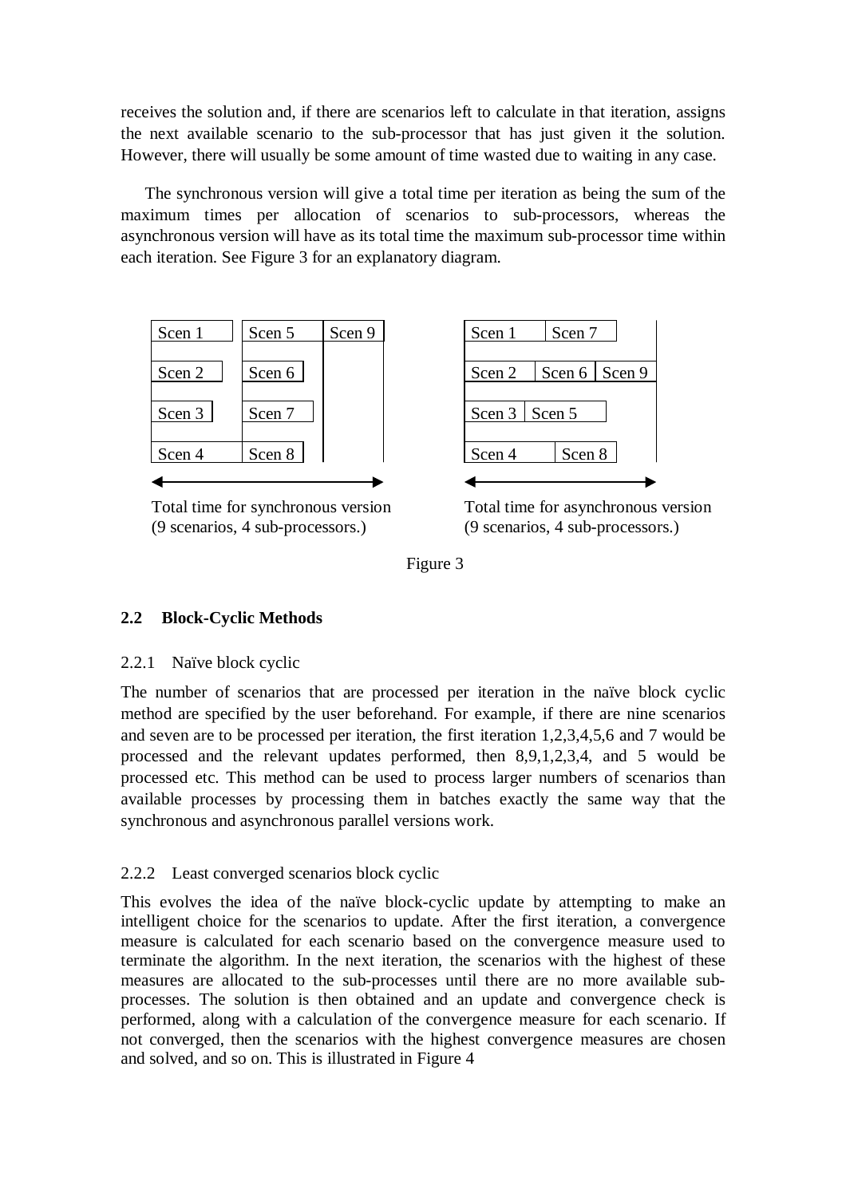receives the solution and, if there are scenarios left to calculate in that iteration, assigns the next available scenario to the sub-processor that has just given it the solution. However, there will usually be some amount of time wasted due to waiting in any case.

The synchronous version will give a total time per iteration as being the sum of the maximum times per allocation of scenarios to sub-processors, whereas the asynchronous version will have as its total time the maximum sub-processor time within each iteration. See Figure 3 for an explanatory diagram.

| Scen 1 | Scen 5 | Scen 9 |
|---|---|---|
| Scen 2 | Scen 6 | |
| Scen 3 | Scen 7 | |
| Scen 4 | Scen 8 | |

Total time for synchronous version (9 scenarios, 4 sub-processors.)

| Scen 1 | Scen 7 | |
|---|---|---|
| Scen 2 | Scen 6 | Scen 9 |
| Scen 3 | Scen 5 | |
| Scen 4 | Scen 8 | |

Total time for asynchronous version (9 scenarios, 4 sub-processors.)

Figure 3

### 2.2 Block-Cyclic Methods

#### 2.2.1 Naïve block cyclic

The number of scenarios that are processed per iteration in the naïve block cyclic method are specified by the user beforehand. For example, if there are nine scenarios and seven are to be processed per iteration, the first iteration 1,2,3,4,5,6 and 7 would be processed and the relevant updates performed, then 8,9,1,2,3,4, and 5 would be processed etc. This method can be used to process larger numbers of scenarios than available processes by processing them in batches exactly the same way that the synchronous and asynchronous parallel versions work.

#### 2.2.2 Least converged scenarios block cyclic

This evolves the idea of the naïve block-cyclic update by attempting to make an intelligent choice for the scenarios to update. After the first iteration, a convergence measure is calculated for each scenario based on the convergence measure used to terminate the algorithm. In the next iteration, the scenarios with the highest of these measures are allocated to the sub-processes until there are no more available sub-processes. The solution is then obtained and an update and convergence check is performed, along with a calculation of the convergence measure for each scenario. If not converged, then the scenarios with the highest convergence measures are chosen and solved, and so on. This is illustrated in Figure 4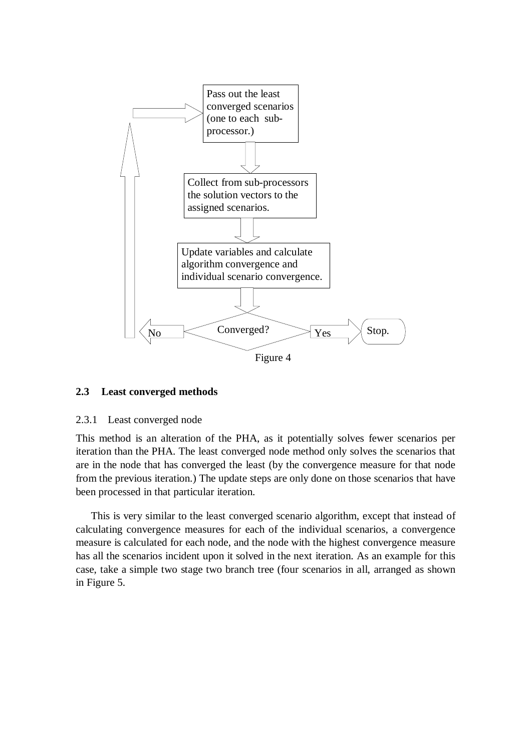Pass out the least converged scenarios (one to each sub-processor.)

Collect from sub-processors the solution vectors to the assigned scenarios.

Update variables and calculate algorithm convergence and individual scenario convergence.

Converged?

No

Yes

Stop.

Figure 4

### 2.3 Least converged methods

#### 2.3.1 Least converged node

This method is an alteration of the PHA, as it potentially solves fewer scenarios per iteration than the PHA. The least converged node method only solves the scenarios that are in the node that has converged the least (by the convergence measure for that node from the previous iteration.) The update steps are only done on those scenarios that have been processed in that particular iteration.

This is very similar to the least converged scenario algorithm, except that instead of calculating convergence measures for each of the individual scenarios, a convergence measure is calculated for each node, and the node with the highest convergence measure has all the scenarios incident upon it solved in the next iteration. As an example for this case, take a simple two stage two branch tree (four scenarios in all, arranged as shown in Figure 5.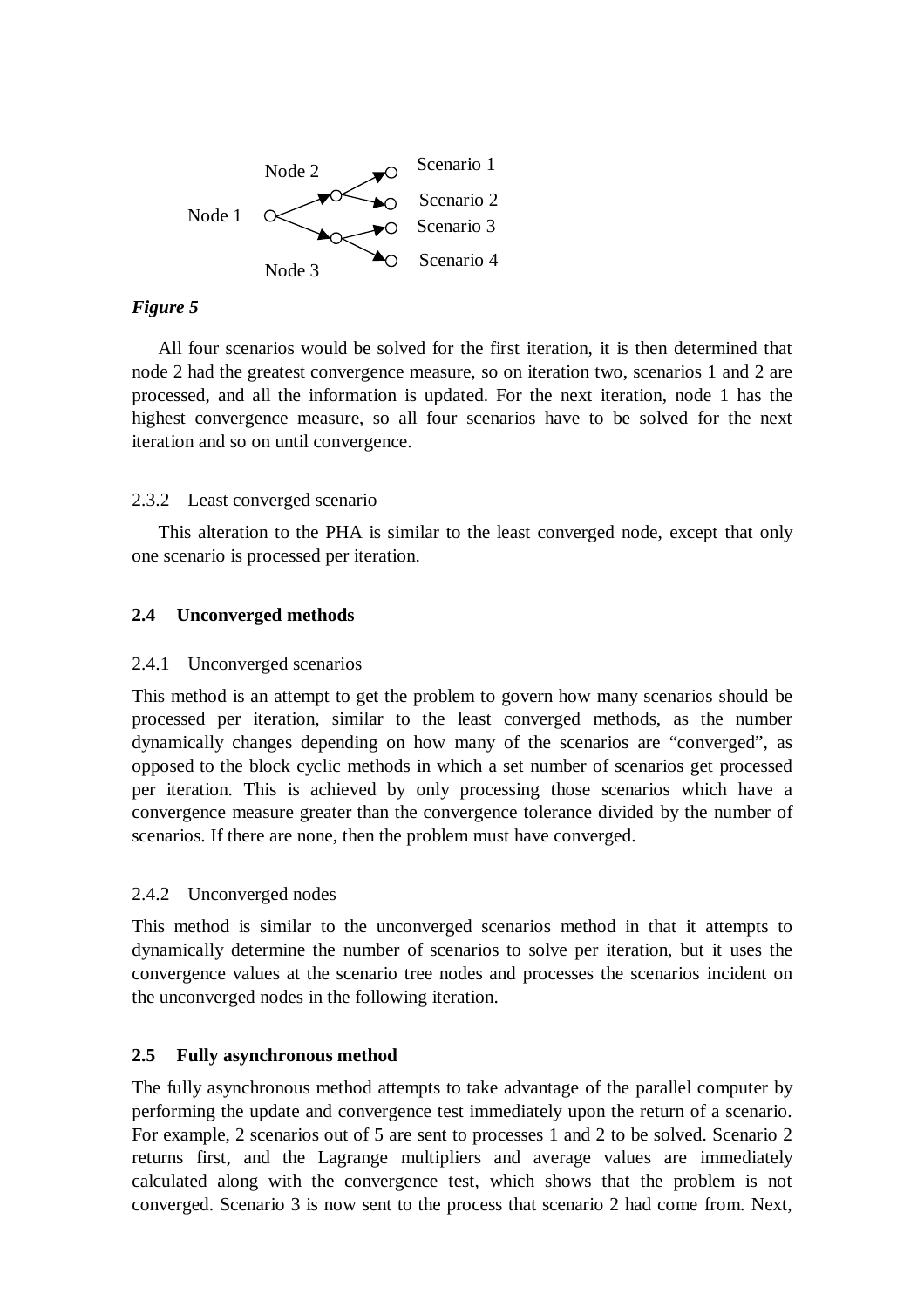Node 1, Node 2, Node 3, Scenario 1, Scenario 2, Scenario 3, Scenario 4

***Figure 5***

All four scenarios would be solved for the first iteration, it is then determined that node 2 had the greatest convergence measure, so on iteration two, scenarios 1 and 2 are processed, and all the information is updated. For the next iteration, node 1 has the highest convergence measure, so all four scenarios have to be solved for the next iteration and so on until convergence.

### 2.3.2 Least converged scenario

This alteration to the PHA is similar to the least converged node, except that only one scenario is processed per iteration.

## 2.4 Unconverged methods

### 2.4.1 Unconverged scenarios

This method is an attempt to get the problem to govern how many scenarios should be processed per iteration, similar to the least converged methods, as the number dynamically changes depending on how many of the scenarios are "converged", as opposed to the block cyclic methods in which a set number of scenarios get processed per iteration. This is achieved by only processing those scenarios which have a convergence measure greater than the convergence tolerance divided by the number of scenarios. If there are none, then the problem must have converged.

### 2.4.2 Unconverged nodes

This method is similar to the unconverged scenarios method in that it attempts to dynamically determine the number of scenarios to solve per iteration, but it uses the convergence values at the scenario tree nodes and processes the scenarios incident on the unconverged nodes in the following iteration.

## 2.5 Fully asynchronous method

The fully asynchronous method attempts to take advantage of the parallel computer by performing the update and convergence test immediately upon the return of a scenario. For example, 2 scenarios out of 5 are sent to processes 1 and 2 to be solved. Scenario 2 returns first, and the Lagrange multipliers and average values are immediately calculated along with the convergence test, which shows that the problem is not converged. Scenario 3 is now sent to the process that scenario 2 had come from. Next,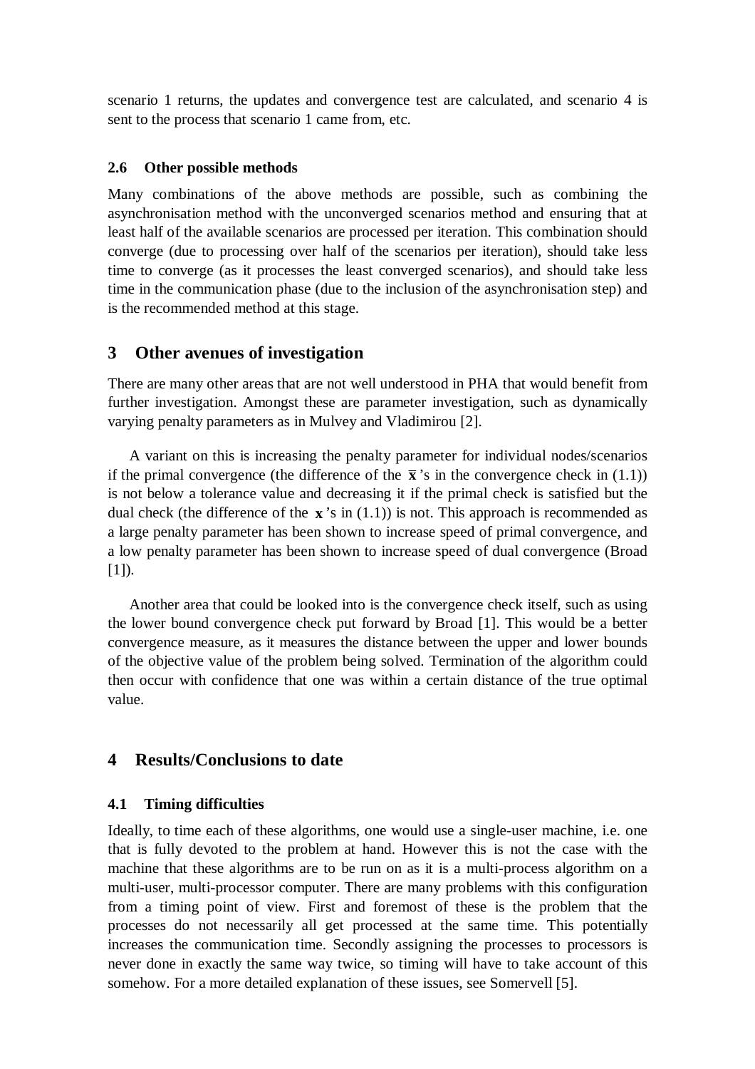scenario 1 returns, the updates and convergence test are calculated, and scenario 4 is sent to the process that scenario 1 came from, etc.

### 2.6 Other possible methods

Many combinations of the above methods are possible, such as combining the asynchronisation method with the unconverged scenarios method and ensuring that at least half of the available scenarios are processed per iteration. This combination should converge (due to processing over half of the scenarios per iteration), should take less time to converge (as it processes the least converged scenarios), and should take less time in the communication phase (due to the inclusion of the asynchronisation step) and is the recommended method at this stage.

## 3 Other avenues of investigation

There are many other areas that are not well understood in PHA that would benefit from further investigation. Amongst these are parameter investigation, such as dynamically varying penalty parameters as in Mulvey and Vladimirou [2].

A variant on this is increasing the penalty parameter for individual nodes/scenarios if the primal convergence (the difference of the $\bar{\mathbf{x}}$'s in the convergence check in (1.1)) is not below a tolerance value and decreasing it if the primal check is satisfied but the dual check (the difference of the $\mathbf{x}$'s in (1.1)) is not. This approach is recommended as a large penalty parameter has been shown to increase speed of primal convergence, and a low penalty parameter has been shown to increase speed of dual convergence (Broad [1]).

Another area that could be looked into is the convergence check itself, such as using the lower bound convergence check put forward by Broad [1]. This would be a better convergence measure, as it measures the distance between the upper and lower bounds of the objective value of the problem being solved. Termination of the algorithm could then occur with confidence that one was within a certain distance of the true optimal value.

## 4 Results/Conclusions to date

### 4.1 Timing difficulties

Ideally, to time each of these algorithms, one would use a single-user machine, i.e. one that is fully devoted to the problem at hand. However this is not the case with the machine that these algorithms are to be run on as it is a multi-process algorithm on a multi-user, multi-processor computer. There are many problems with this configuration from a timing point of view. First and foremost of these is the problem that the processes do not necessarily all get processed at the same time. This potentially increases the communication time. Secondly assigning the processes to processors is never done in exactly the same way twice, so timing will have to take account of this somehow. For a more detailed explanation of these issues, see Somervell [5].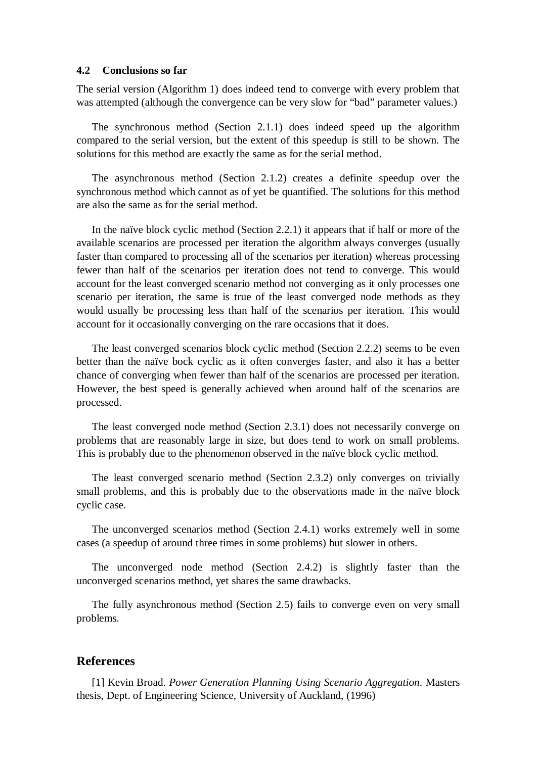### 4.2 Conclusions so far

The serial version (Algorithm 1) does indeed tend to converge with every problem that was attempted (although the convergence can be very slow for “bad” parameter values.)

The synchronous method (Section 2.1.1) does indeed speed up the algorithm compared to the serial version, but the extent of this speedup is still to be shown. The solutions for this method are exactly the same as for the serial method.

The asynchronous method (Section 2.1.2) creates a definite speedup over the synchronous method which cannot as of yet be quantified. The solutions for this method are also the same as for the serial method.

In the naïve block cyclic method (Section 2.2.1) it appears that if half or more of the available scenarios are processed per iteration the algorithm always converges (usually faster than compared to processing all of the scenarios per iteration) whereas processing fewer than half of the scenarios per iteration does not tend to converge. This would account for the least converged scenario method not converging as it only processes one scenario per iteration, the same is true of the least converged node methods as they would usually be processing less than half of the scenarios per iteration. This would account for it occasionally converging on the rare occasions that it does.

The least converged scenarios block cyclic method (Section 2.2.2) seems to be even better than the naïve bock cyclic as it often converges faster, and also it has a better chance of converging when fewer than half of the scenarios are processed per iteration. However, the best speed is generally achieved when around half of the scenarios are processed.

The least converged node method (Section 2.3.1) does not necessarily converge on problems that are reasonably large in size, but does tend to work on small problems. This is probably due to the phenomenon observed in the naïve block cyclic method.

The least converged scenario method (Section 2.3.2) only converges on trivially small problems, and this is probably due to the observations made in the naïve block cyclic case.

The unconverged scenarios method (Section 2.4.1) works extremely well in some cases (a speedup of around three times in some problems) but slower in others.

The unconverged node method (Section 2.4.2) is slightly faster than the unconverged scenarios method, yet shares the same drawbacks.

The fully asynchronous method (Section 2.5) fails to converge even on very small problems.

## References

[1] Kevin Broad. *Power Generation Planning Using Scenario Aggregation*. Masters thesis, Dept. of Engineering Science, University of Auckland, (1996)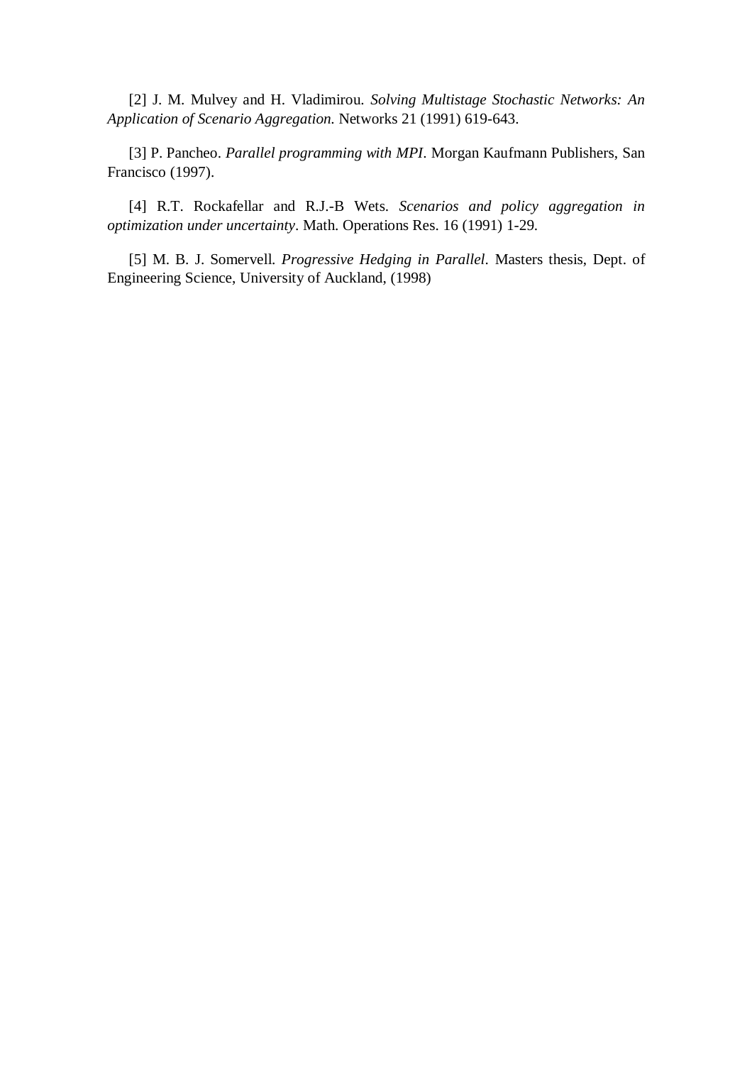[2] J. M. Mulvey and H. Vladimirou. *Solving Multistage Stochastic Networks: An Application of Scenario Aggregation.* Networks 21 (1991) 619-643.

[3] P. Pancheo. *Parallel programming with MPI*. Morgan Kaufmann Publishers, San Francisco (1997).

[4] R.T. Rockafellar and R.J.-B Wets. *Scenarios and policy aggregation in optimization under uncertainty*. Math. Operations Res. 16 (1991) 1-29.

[5] M. B. J. Somervell. *Progressive Hedging in Parallel*. Masters thesis, Dept. of Engineering Science, University of Auckland, (1998)